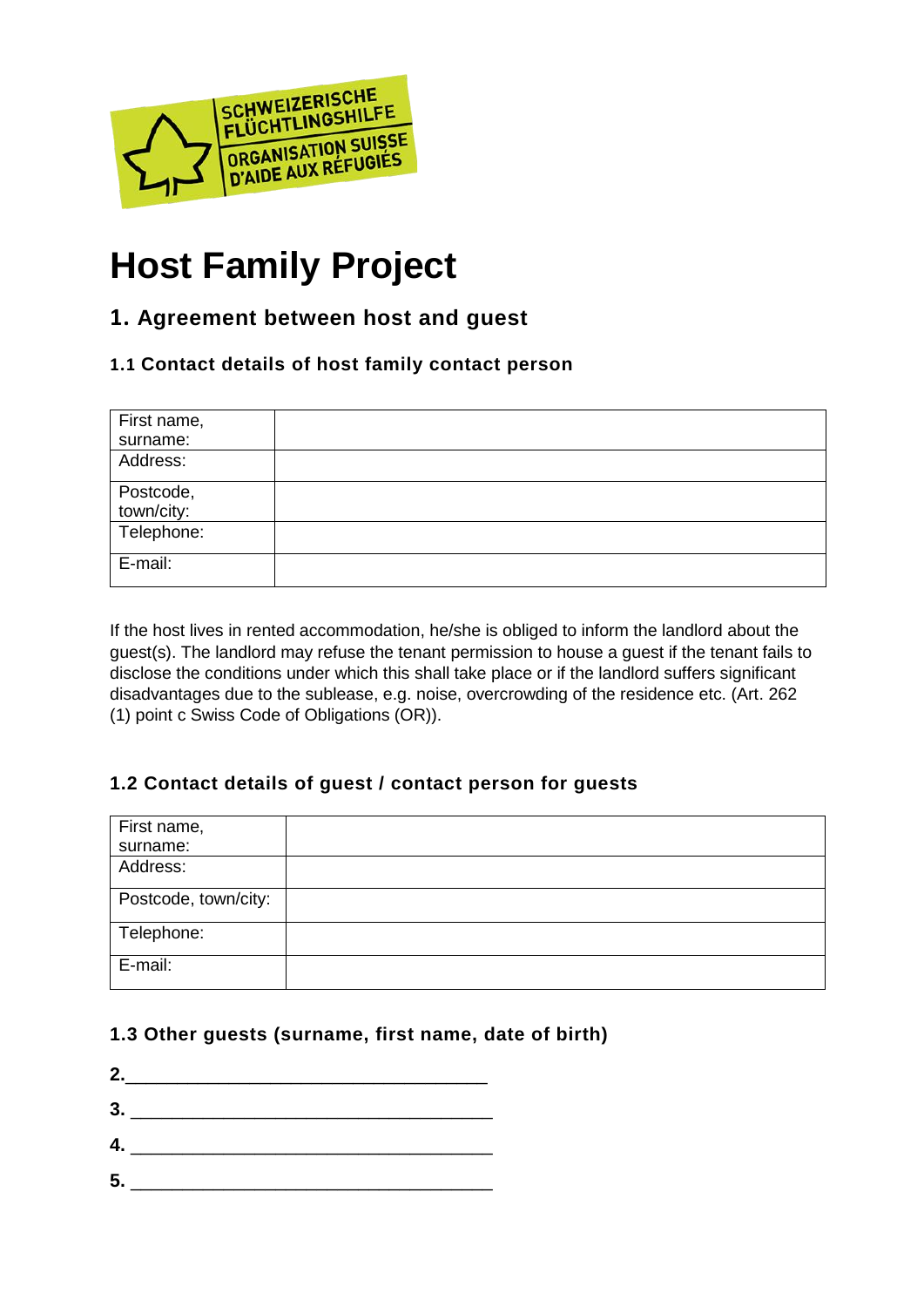SCHWEIZERISCHE FLÜCHTLINGSHILFE
ORGANISATION SUISSE D'AIDE AUX RÉFUGIÉS

# Host Family Project

## 1. Agreement between host and guest

### 1.1 Contact details of host family contact person

| | |
|---|---|
| First name, surname: | |
| Address: | |
| Postcode, town/city: | |
| Telephone: | |
| E-mail: | |

If the host lives in rented accommodation, he/she is obliged to inform the landlord about the guest(s). The landlord may refuse the tenant permission to house a guest if the tenant fails to disclose the conditions under which this shall take place or if the landlord suffers significant disadvantages due to the sublease, e.g. noise, overcrowding of the residence etc. (Art. 262 (1) point c Swiss Code of Obligations (OR)).

### 1.2 Contact details of guest / contact person for guests

| | |
|---|---|
| First name, surname: | |
| Address: | |
| Postcode, town/city: | |
| Telephone: | |
| E-mail: | |

### 1.3 Other guests (surname, first name, date of birth)

**2.**___________________________________

**3.** ___________________________________

**4.** ___________________________________

**5.** ___________________________________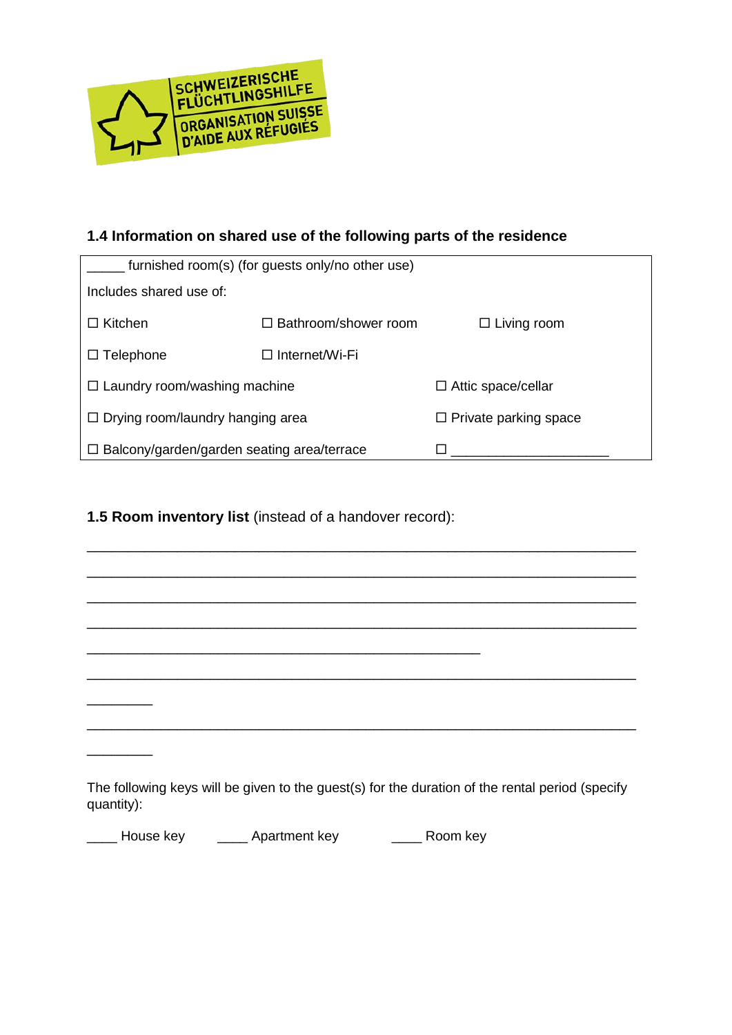SCHWEIZERISCHE FLÜCHTLINGSHILFE
ORGANISATION SUISSE D'AIDE AUX RÉFUGIÉS

### 1.4 Information on shared use of the following parts of the residence

_____ furnished room(s) (for guests only/no other use)

Includes shared use of:

| | | |
|---|---|---|
| ☐ Kitchen | ☐ Bathroom/shower room | ☐ Living room |
| ☐ Telephone | ☐ Internet/Wi-Fi | |
| ☐ Laundry room/washing machine | | ☐ Attic space/cellar |
| ☐ Drying room/laundry hanging area | | ☐ Private parking space |
| ☐ Balcony/garden/garden seating area/terrace | | ☐ _____________________ |

### **1.5 Room inventory list** (instead of a handover record):

_______________________________________________________________________

_______________________________________________________________________

_______________________________________________________________________

_______________________________________________________________________

___________________________________________________

_______________________________________________________________________

________

_______________________________________________________________________

________

The following keys will be given to the guest(s) for the duration of the rental period (specify quantity):

____ House key     ____ Apartment key     ____ Room key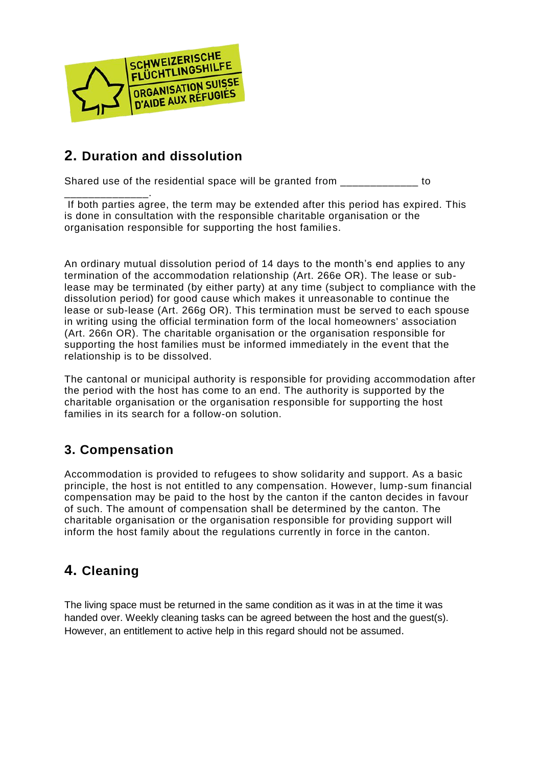## 2. Duration and dissolution

Shared use of the residential space will be granted from _____________ to ______________.

If both parties agree, the term may be extended after this period has expired. This is done in consultation with the responsible charitable organisation or the organisation responsible for supporting the host families.

An ordinary mutual dissolution period of 14 days to the month's end applies to any termination of the accommodation relationship (Art. 266e OR). The lease or sub-lease may be terminated (by either party) at any time (subject to compliance with the dissolution period) for good cause which makes it unreasonable to continue the lease or sub-lease (Art. 266g OR). This termination must be served to each spouse in writing using the official termination form of the local homeowners' association (Art. 266n OR). The charitable organisation or the organisation responsible for supporting the host families must be informed immediately in the event that the relationship is to be dissolved.

The cantonal or municipal authority is responsible for providing accommodation after the period with the host has come to an end. The authority is supported by the charitable organisation or the organisation responsible for supporting the host families in its search for a follow-on solution.

## 3. Compensation

Accommodation is provided to refugees to show solidarity and support. As a basic principle, the host is not entitled to any compensation. However, lump-sum financial compensation may be paid to the host by the canton if the canton decides in favour of such. The amount of compensation shall be determined by the canton. The charitable organisation or the organisation responsible for providing support will inform the host family about the regulations currently in force in the canton.

## 4. Cleaning

The living space must be returned in the same condition as it was in at the time it was handed over. Weekly cleaning tasks can be agreed between the host and the guest(s). However, an entitlement to active help in this regard should not be assumed.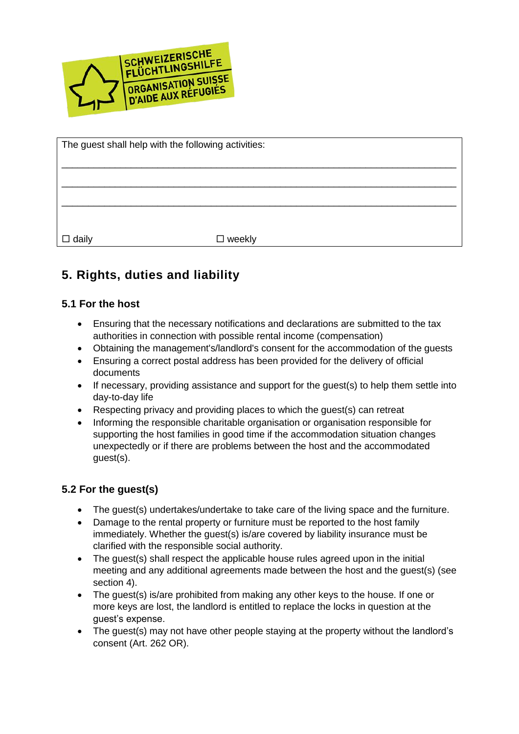SCHWEIZERISCHE FLÜCHTLINGSHILFE
ORGANISATION SUISSE D'AIDE AUX RÉFUGIÉS

| The guest shall help with the following activities: |
| --- |
| ______________________________________________________________________________ |
| ______________________________________________________________________________ |
| ______________________________________________________________________________ |
| ☐ daily ☐ weekly |

## 5. Rights, duties and liability

### 5.1 For the host

- Ensuring that the necessary notifications and declarations are submitted to the tax authorities in connection with possible rental income (compensation)
- Obtaining the management's/landlord's consent for the accommodation of the guests
- Ensuring a correct postal address has been provided for the delivery of official documents
- If necessary, providing assistance and support for the guest(s) to help them settle into day-to-day life
- Respecting privacy and providing places to which the guest(s) can retreat
- Informing the responsible charitable organisation or organisation responsible for supporting the host families in good time if the accommodation situation changes unexpectedly or if there are problems between the host and the accommodated guest(s).

### 5.2 For the guest(s)

- The guest(s) undertakes/undertake to take care of the living space and the furniture.
- Damage to the rental property or furniture must be reported to the host family immediately. Whether the guest(s) is/are covered by liability insurance must be clarified with the responsible social authority.
- The guest(s) shall respect the applicable house rules agreed upon in the initial meeting and any additional agreements made between the host and the guest(s) (see section 4).
- The guest(s) is/are prohibited from making any other keys to the house. If one or more keys are lost, the landlord is entitled to replace the locks in question at the guest's expense.
- The guest(s) may not have other people staying at the property without the landlord's consent (Art. 262 OR).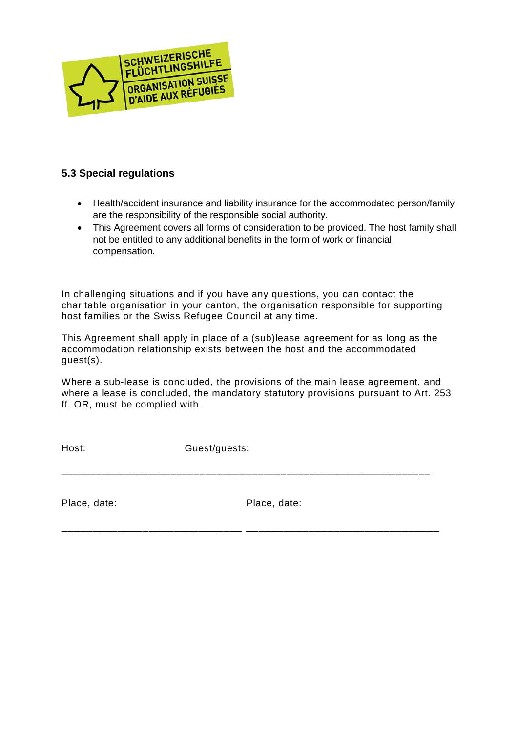### 5.3 Special regulations

- Health/accident insurance and liability insurance for the accommodated person/family are the responsibility of the responsible social authority.
- This Agreement covers all forms of consideration to be provided. The host family shall not be entitled to any additional benefits in the form of work or financial compensation.

In challenging situations and if you have any questions, you can contact the charitable organisation in your canton, the organisation responsible for supporting host families or the Swiss Refugee Council at any time.

This Agreement shall apply in place of a (sub)lease agreement for as long as the accommodation relationship exists between the host and the accommodated guest(s).

Where a sub-lease is concluded, the provisions of the main lease agreement, and where a lease is concluded, the mandatory statutory provisions pursuant to Art. 253 ff. OR, must be complied with.

Host: Guest/guests:

________________________________________________________________

Place, date: Place, date:

_______________________________ _________________________________